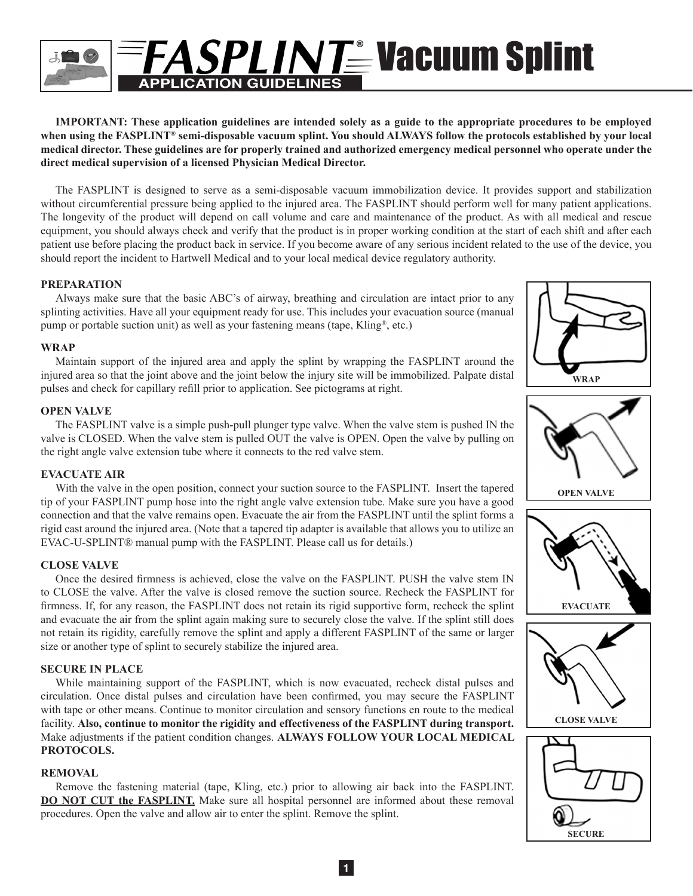# FASPLINT® Vacuum Splint

## APPLICATION GUIDELINES

**IMPORTANT: These application guidelines are intended solely as a guide to the appropriate procedures to be employed when using the FASPLINT® semi-disposable vacuum splint. You should ALWAYS follow the protocols established by your local medical director. These guidelines are for properly trained and authorized emergency medical personnel who operate under the direct medical supervision of a licensed Physician Medical Director.**

The FASPLINT is designed to serve as a semi-disposable vacuum immobilization device. It provides support and stabilization without circumferential pressure being applied to the injured area. The FASPLINT should perform well for many patient applications. The longevity of the product will depend on call volume and care and maintenance of the product. As with all medical and rescue equipment, you should always check and verify that the product is in proper working condition at the start of each shift and after each patient use before placing the product back in service. If you become aware of any serious incident related to the use of the device, you should report the incident to Hartwell Medical and to your local medical device regulatory authority.

### PREPARATION

Always make sure that the basic ABC's of airway, breathing and circulation are intact prior to any splinting activities. Have all your equipment ready for use. This includes your evacuation source (manual pump or portable suction unit) as well as your fastening means (tape, Kling®, etc.)

### WRAP

Maintain support of the injured area and apply the splint by wrapping the FASPLINT around the injured area so that the joint above and the joint below the injury site will be immobilized. Palpate distal pulses and check for capillary refill prior to application. See pictograms at right.

### OPEN VALVE

The FASPLINT valve is a simple push-pull plunger type valve. When the valve stem is pushed IN the valve is CLOSED. When the valve stem is pulled OUT the valve is OPEN. Open the valve by pulling on the right angle valve extension tube where it connects to the red valve stem.

### EVACUATE AIR

With the valve in the open position, connect your suction source to the FASPLINT. Insert the tapered tip of your FASPLINT pump hose into the right angle valve extension tube. Make sure you have a good connection and that the valve remains open. Evacuate the air from the FASPLINT until the splint forms a rigid cast around the injured area. (Note that a tapered tip adapter is available that allows you to utilize an EVAC-U-SPLINT® manual pump with the FASPLINT. Please call us for details.)

### CLOSE VALVE

Once the desired firmness is achieved, close the valve on the FASPLINT. PUSH the valve stem IN to CLOSE the valve. After the valve is closed remove the suction source. Recheck the FASPLINT for firmness. If, for any reason, the FASPLINT does not retain its rigid supportive form, recheck the splint and evacuate the air from the splint again making sure to securely close the valve. If the splint still does not retain its rigidity, carefully remove the splint and apply a different FASPLINT of the same or larger size or another type of splint to securely stabilize the injured area.

### SECURE IN PLACE

While maintaining support of the FASPLINT, which is now evacuated, recheck distal pulses and circulation. Once distal pulses and circulation have been confirmed, you may secure the FASPLINT with tape or other means. Continue to monitor circulation and sensory functions en route to the medical facility. **Also, continue to monitor the rigidity and effectiveness of the FASPLINT during transport.** Make adjustments if the patient condition changes. **ALWAYS FOLLOW YOUR LOCAL MEDICAL PROTOCOLS.**

### REMOVAL

Remove the fastening material (tape, Kling, etc.) prior to allowing air back into the FASPLINT. **DO NOT CUT the FASPLINT.** Make sure all hospital personnel are informed about these removal procedures. Open the valve and allow air to enter the splint. Remove the splint.

WRAP

OPEN VALVE

EVACUATE

CLOSE VALVE

SECURE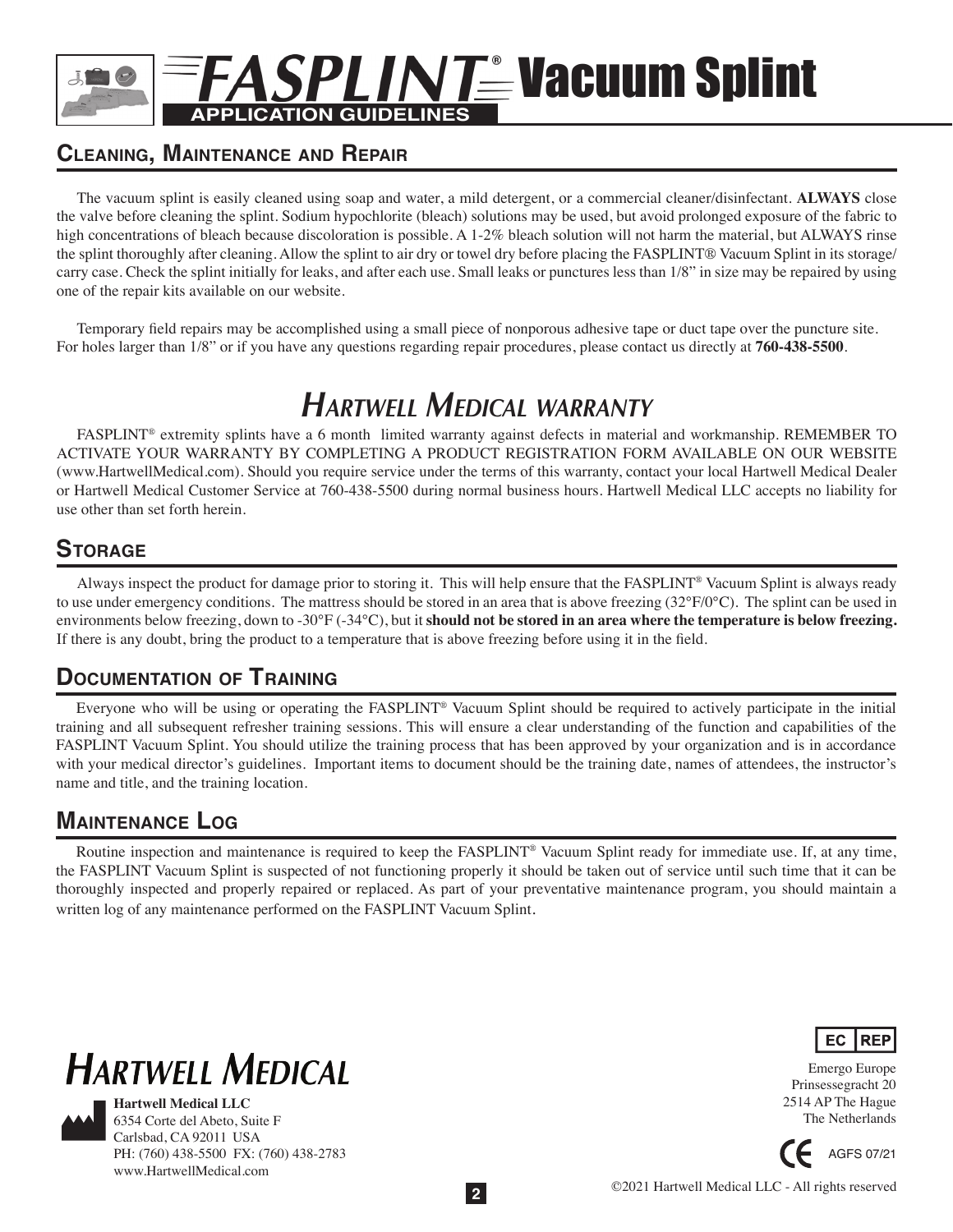# FASPLINT® Vacuum Splint

**APPLICATION GUIDELINES**

## Cleaning, Maintenance and Repair

The vacuum splint is easily cleaned using soap and water, a mild detergent, or a commercial cleaner/disinfectant. **ALWAYS** close the valve before cleaning the splint. Sodium hypochlorite (bleach) solutions may be used, but avoid prolonged exposure of the fabric to high concentrations of bleach because discoloration is possible. A 1-2% bleach solution will not harm the material, but ALWAYS rinse the splint thoroughly after cleaning. Allow the splint to air dry or towel dry before placing the FASPLINT® Vacuum Splint in its storage/carry case. Check the splint initially for leaks, and after each use. Small leaks or punctures less than 1/8" in size may be repaired by using one of the repair kits available on our website.

Temporary field repairs may be accomplished using a small piece of nonporous adhesive tape or duct tape over the puncture site. For holes larger than 1/8" or if you have any questions regarding repair procedures, please contact us directly at **760-438-5500**.

## *Hartwell Medical warranty*

FASPLINT® extremity splints have a 6 month limited warranty against defects in material and workmanship. REMEMBER TO ACTIVATE YOUR WARRANTY BY COMPLETING A PRODUCT REGISTRATION FORM AVAILABLE ON OUR WEBSITE (www.HartwellMedical.com). Should you require service under the terms of this warranty, contact your local Hartwell Medical Dealer or Hartwell Medical Customer Service at 760-438-5500 during normal business hours. Hartwell Medical LLC accepts no liability for use other than set forth herein.

## Storage

Always inspect the product for damage prior to storing it. This will help ensure that the FASPLINT® Vacuum Splint is always ready to use under emergency conditions. The mattress should be stored in an area that is above freezing (32°F/0°C). The splint can be used in environments below freezing, down to -30°F (-34°C), but it **should not be stored in an area where the temperature is below freezing.** If there is any doubt, bring the product to a temperature that is above freezing before using it in the field.

## Documentation of Training

Everyone who will be using or operating the FASPLINT® Vacuum Splint should be required to actively participate in the initial training and all subsequent refresher training sessions. This will ensure a clear understanding of the function and capabilities of the FASPLINT Vacuum Splint. You should utilize the training process that has been approved by your organization and is in accordance with your medical director's guidelines. Important items to document should be the training date, names of attendees, the instructor's name and title, and the training location.

## Maintenance Log

Routine inspection and maintenance is required to keep the FASPLINT® Vacuum Splint ready for immediate use. If, at any time, the FASPLINT Vacuum Splint is suspected of not functioning properly it should be taken out of service until such time that it can be thoroughly inspected and properly repaired or replaced. As part of your preventative maintenance program, you should maintain a written log of any maintenance performed on the FASPLINT Vacuum Splint.

*Hartwell Medical*

**Hartwell Medical LLC**
6354 Corte del Abeto, Suite F
Carlsbad, CA 92011 USA
PH: (760) 438-5500 FX: (760) 438-2783
www.HartwellMedical.com

EC REP
Emergo Europe
Prinsessegracht 20
2514 AP The Hague
The Netherlands

CE AGFS 07/21

©2021 Hartwell Medical LLC - All rights reserved